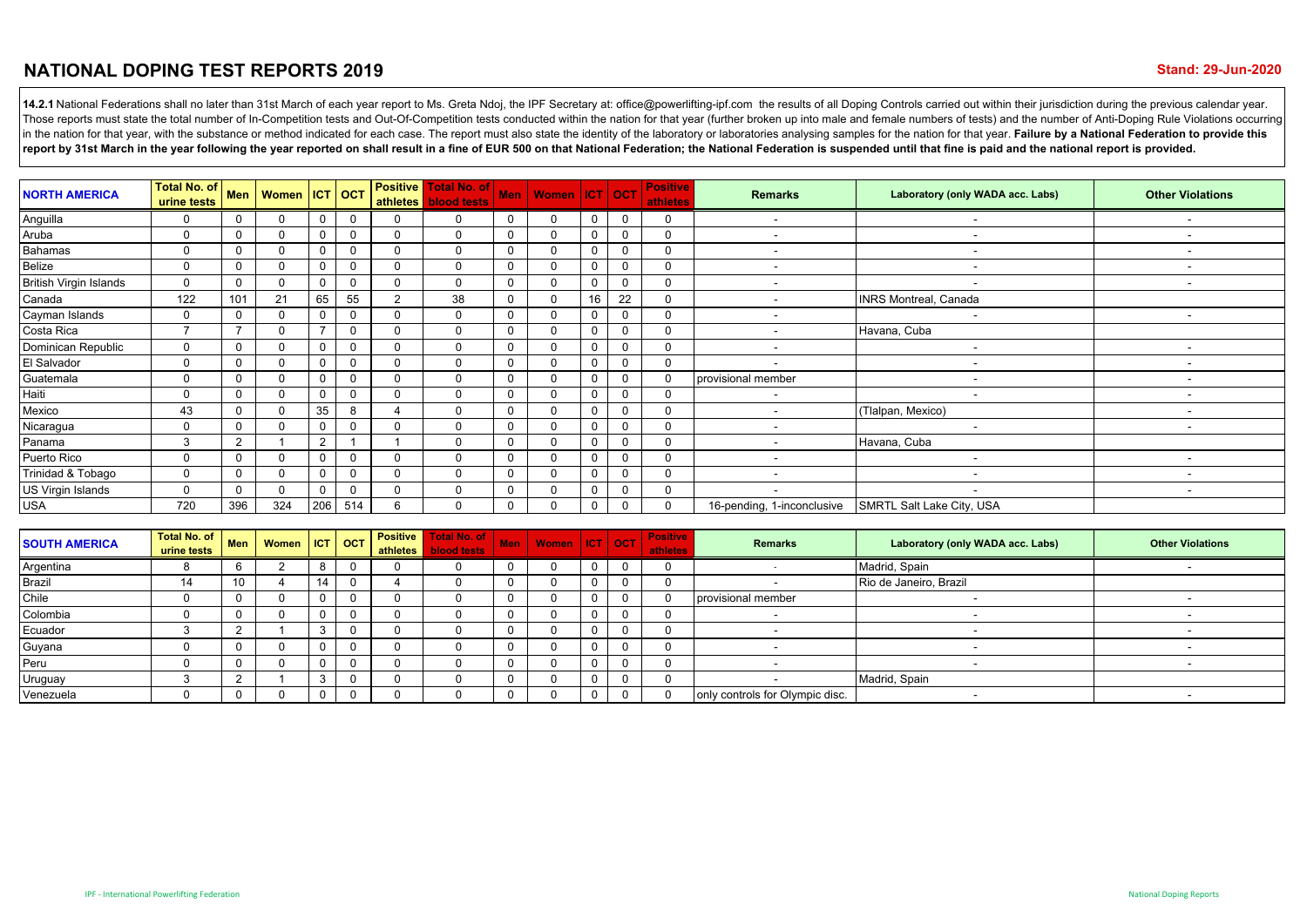# NATIONAL DOPING TEST REPORTS 2019

**Stand: 29-Jun-2020**

**14.2.1** National Federations shall no later than 31st March of each year report to Ms. Greta Ndoj, the IPF Secretary at: office@powerlifting-ipf.com the results of all Doping Controls carried out within their jurisdiction during the previous calendar year. Those reports must state the total number of In-Competition tests and Out-Of-Competition tests conducted within the nation for that year (further broken up into male and female numbers of tests) and the number of Anti-Doping Rule Violations occurring in the nation for that year, with the substance or method indicated for each case. The report must also state the identity of the laboratory or laboratories analysing samples for the nation for that year. **Failure by a National Federation to provide this report by 31st March in the year following the year reported on shall result in a fine of EUR 500 on that National Federation; the National Federation is suspended until that fine is paid and the national report is provided.**

| NORTH AMERICA | Total No. of urine tests | Men | Women | ICT | OCT | Positive athletes | Total No. of blood tests | Men | Women | ICT | OCT | Positive athletes | Remarks | Laboratory (only WADA acc. Labs) | Other Violations |
|---|---|---|---|---|---|---|---|---|---|---|---|---|---|---|---|
| Anguilla | 0 | 0 | 0 | 0 | 0 | 0 | 0 | 0 | 0 | 0 | 0 | 0 | - | - | - |
| Aruba | 0 | 0 | 0 | 0 | 0 | 0 | 0 | 0 | 0 | 0 | 0 | 0 | - | - | - |
| Bahamas | 0 | 0 | 0 | 0 | 0 | 0 | 0 | 0 | 0 | 0 | 0 | 0 | - | - | - |
| Belize | 0 | 0 | 0 | 0 | 0 | 0 | 0 | 0 | 0 | 0 | 0 | 0 | - | - | - |
| British Virgin Islands | 0 | 0 | 0 | 0 | 0 | 0 | 0 | 0 | 0 | 0 | 0 | 0 | - | - | - |
| Canada | 122 | 101 | 21 | 65 | 55 | 2 | 38 | 0 | 0 | 16 | 22 | 0 | - | INRS Montreal, Canada | |
| Cayman Islands | 0 | 0 | 0 | 0 | 0 | 0 | 0 | 0 | 0 | 0 | 0 | 0 | - | - | - |
| Costa Rica | 7 | 7 | 0 | 7 | 0 | 0 | 0 | 0 | 0 | 0 | 0 | 0 | - | Havana, Cuba | |
| Dominican Republic | 0 | 0 | 0 | 0 | 0 | 0 | 0 | 0 | 0 | 0 | 0 | 0 | - | - | - |
| El Salvador | 0 | 0 | 0 | 0 | 0 | 0 | 0 | 0 | 0 | 0 | 0 | 0 | - | - | - |
| Guatemala | 0 | 0 | 0 | 0 | 0 | 0 | 0 | 0 | 0 | 0 | 0 | 0 | provisional member | - | - |
| Haiti | 0 | 0 | 0 | 0 | 0 | 0 | 0 | 0 | 0 | 0 | 0 | 0 | - | - | - |
| Mexico | 43 | 0 | 0 | 35 | 8 | 4 | 0 | 0 | 0 | 0 | 0 | 0 | - | (Tlalpan, Mexico) | - |
| Nicaragua | 0 | 0 | 0 | 0 | 0 | 0 | 0 | 0 | 0 | 0 | 0 | 0 | - | - | - |
| Panama | 3 | 2 | 1 | 2 | 1 | 1 | 0 | 0 | 0 | 0 | 0 | 0 | - | Havana, Cuba | |
| Puerto Rico | 0 | 0 | 0 | 0 | 0 | 0 | 0 | 0 | 0 | 0 | 0 | 0 | - | - | - |
| Trinidad & Tobago | 0 | 0 | 0 | 0 | 0 | 0 | 0 | 0 | 0 | 0 | 0 | 0 | - | - | - |
| US Virgin Islands | 0 | 0 | 0 | 0 | 0 | 0 | 0 | 0 | 0 | 0 | 0 | 0 | - | - | - |
| USA | 720 | 396 | 324 | 206 | 514 | 6 | 0 | 0 | 0 | 0 | 0 | 0 | 16-pending, 1-inconclusive | SMRTL Salt Lake City, USA | |

| SOUTH AMERICA | Total No. of urine tests | Men | Women | ICT | OCT | Positive athletes | Total No. of blood tests | Men | Women | ICT | OCT | Positive athletes | Remarks | Laboratory (only WADA acc. Labs) | Other Violations |
|---|---|---|---|---|---|---|---|---|---|---|---|---|---|---|---|
| Argentina | 8 | 6 | 2 | 8 | 0 | 0 | 0 | 0 | 0 | 0 | 0 | 0 | - | Madrid, Spain | - |
| Brazil | 14 | 10 | 4 | 14 | 0 | 4 | 0 | 0 | 0 | 0 | 0 | 0 | - | Rio de Janeiro, Brazil | |
| Chile | 0 | 0 | 0 | 0 | 0 | 0 | 0 | 0 | 0 | 0 | 0 | 0 | provisional member | - | - |
| Colombia | 0 | 0 | 0 | 0 | 0 | 0 | 0 | 0 | 0 | 0 | 0 | 0 | - | - | - |
| Ecuador | 3 | 2 | 1 | 3 | 0 | 0 | 0 | 0 | 0 | 0 | 0 | 0 | - | - | - |
| Guyana | 0 | 0 | 0 | 0 | 0 | 0 | 0 | 0 | 0 | 0 | 0 | 0 | - | - | - |
| Peru | 0 | 0 | 0 | 0 | 0 | 0 | 0 | 0 | 0 | 0 | 0 | 0 | - | - | - |
| Uruguay | 3 | 2 | 1 | 3 | 0 | 0 | 0 | 0 | 0 | 0 | 0 | 0 | - | Madrid, Spain | |
| Venezuela | 0 | 0 | 0 | 0 | 0 | 0 | 0 | 0 | 0 | 0 | 0 | 0 | only controls for Olympic disc. | - | - |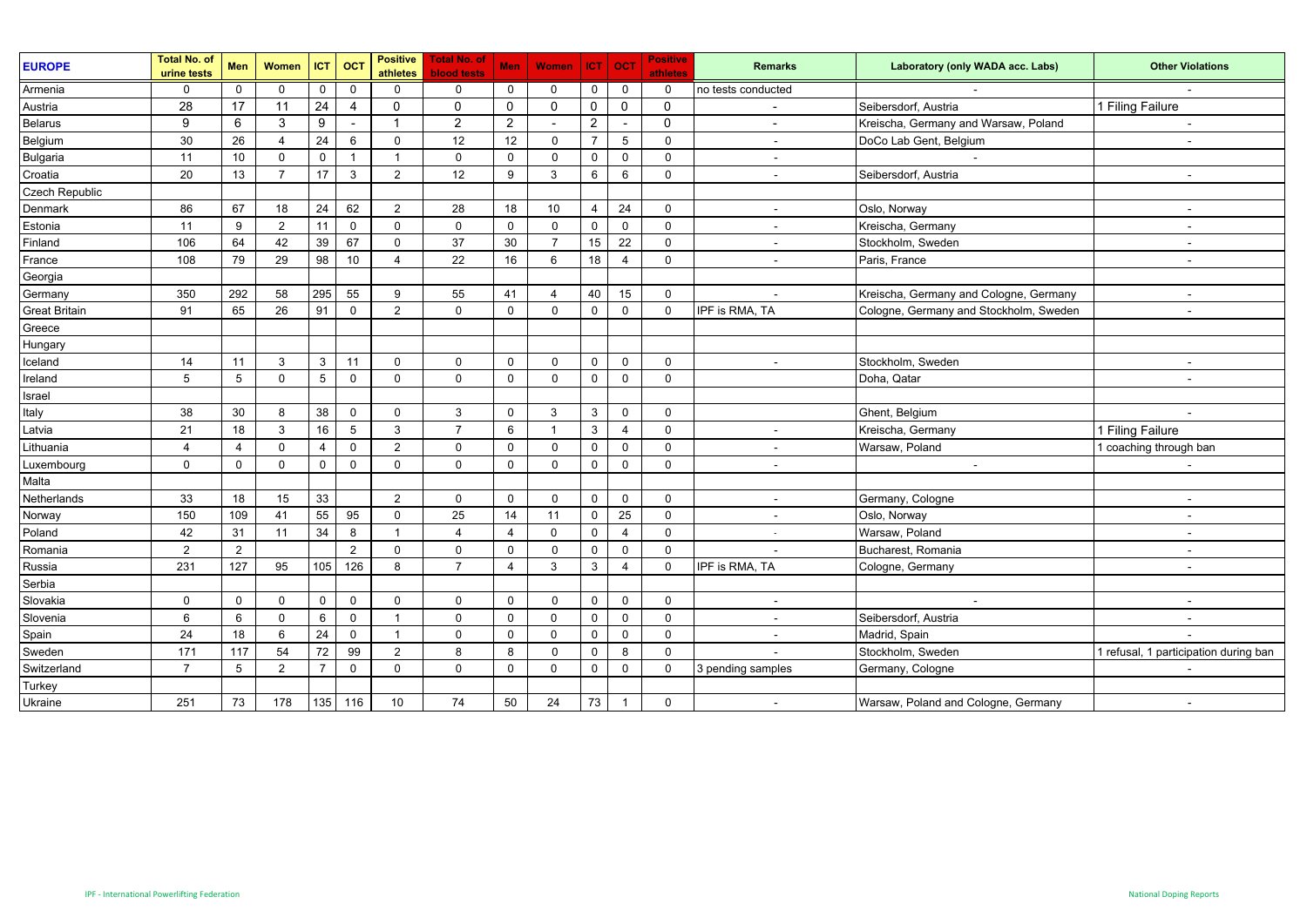| EUROPE | Total No. of urine tests | Men | Women | ICT | OCT | Positive athletes | Total No. of blood tests | Men | Women | ICT | OCT | Positive athletes | Remarks | Laboratory (only WADA acc. Labs) | Other Violations |
|---|---|---|---|---|---|---|---|---|---|---|---|---|---|---|---|
| Armenia | 0 | 0 | 0 | 0 | 0 | 0 | 0 | 0 | 0 | 0 | 0 | 0 | no tests conducted | - | - |
| Austria | 28 | 17 | 11 | 24 | 4 | 0 | 0 | 0 | 0 | 0 | 0 | 0 | - | Seibersdorf, Austria | 1 Filing Failure |
| Belarus | 9 | 6 | 3 | 9 | - | 1 | 2 | 2 | - | 2 | - | 0 | - | Kreischa, Germany and Warsaw, Poland | - |
| Belgium | 30 | 26 | 4 | 24 | 6 | 0 | 12 | 12 | 0 | 7 | 5 | 0 | - | DoCo Lab Gent, Belgium | - |
| Bulgaria | 11 | 10 | 0 | 0 | 1 | 1 | 0 | 0 | 0 | 0 | 0 | 0 | - | - | |
| Croatia | 20 | 13 | 7 | 17 | 3 | 2 | 12 | 9 | 3 | 6 | 6 | 0 | - | Seibersdorf, Austria | - |
| Czech Republic | | | | | | | | | | | | | | | |
| Denmark | 86 | 67 | 18 | 24 | 62 | 2 | 28 | 18 | 10 | 4 | 24 | 0 | - | Oslo, Norway | - |
| Estonia | 11 | 9 | 2 | 11 | 0 | 0 | 0 | 0 | 0 | 0 | 0 | 0 | - | Kreischa, Germany | - |
| Finland | 106 | 64 | 42 | 39 | 67 | 0 | 37 | 30 | 7 | 15 | 22 | 0 | - | Stockholm, Sweden | - |
| France | 108 | 79 | 29 | 98 | 10 | 4 | 22 | 16 | 6 | 18 | 4 | 0 | - | Paris, France | - |
| Georgia | | | | | | | | | | | | | | | |
| Germany | 350 | 292 | 58 | 295 | 55 | 9 | 55 | 41 | 4 | 40 | 15 | 0 | - | Kreischa, Germany and Cologne, Germany | - |
| Great Britain | 91 | 65 | 26 | 91 | 0 | 2 | 0 | 0 | 0 | 0 | 0 | 0 | IPF is RMA, TA | Cologne, Germany and Stockholm, Sweden | - |
| Greece | | | | | | | | | | | | | | | |
| Hungary | | | | | | | | | | | | | | | |
| Iceland | 14 | 11 | 3 | 3 | 11 | 0 | 0 | 0 | 0 | 0 | 0 | 0 | - | Stockholm, Sweden | - |
| Ireland | 5 | 5 | 0 | 5 | 0 | 0 | 0 | 0 | 0 | 0 | 0 | 0 | | Doha, Qatar | - |
| Israel | | | | | | | | | | | | | | | |
| Italy | 38 | 30 | 8 | 38 | 0 | 0 | 3 | 0 | 3 | 3 | 0 | 0 | | Ghent, Belgium | - |
| Latvia | 21 | 18 | 3 | 16 | 5 | 3 | 7 | 6 | 1 | 3 | 4 | 0 | - | Kreischa, Germany | 1 Filing Failure |
| Lithuania | 4 | 4 | 0 | 4 | 0 | 2 | 0 | 0 | 0 | 0 | 0 | 0 | - | Warsaw, Poland | 1 coaching through ban |
| Luxembourg | 0 | 0 | 0 | 0 | 0 | 0 | 0 | 0 | 0 | 0 | 0 | 0 | - | - | - |
| Malta | | | | | | | | | | | | | | | |
| Netherlands | 33 | 18 | 15 | 33 | | 2 | 0 | 0 | 0 | 0 | 0 | 0 | - | Germany, Cologne | - |
| Norway | 150 | 109 | 41 | 55 | 95 | 0 | 25 | 14 | 11 | 0 | 25 | 0 | - | Oslo, Norway | - |
| Poland | 42 | 31 | 11 | 34 | 8 | 1 | 4 | 4 | 0 | 0 | 4 | 0 | - | Warsaw, Poland | - |
| Romania | 2 | 2 | | | 2 | 0 | 0 | 0 | 0 | 0 | 0 | 0 | - | Bucharest, Romania | - |
| Russia | 231 | 127 | 95 | 105 | 126 | 8 | 7 | 4 | 3 | 3 | 4 | 0 | IPF is RMA, TA | Cologne, Germany | - |
| Serbia | | | | | | | | | | | | | | | |
| Slovakia | 0 | 0 | 0 | 0 | 0 | 0 | 0 | 0 | 0 | 0 | 0 | 0 | - | - | - |
| Slovenia | 6 | 6 | 0 | 6 | 0 | 1 | 0 | 0 | 0 | 0 | 0 | 0 | - | Seibersdorf, Austria | - |
| Spain | 24 | 18 | 6 | 24 | 0 | 1 | 0 | 0 | 0 | 0 | 0 | 0 | - | Madrid, Spain | - |
| Sweden | 171 | 117 | 54 | 72 | 99 | 2 | 8 | 8 | 0 | 0 | 8 | 0 | - | Stockholm, Sweden | 1 refusal, 1 participation during ban |
| Switzerland | 7 | 5 | 2 | 7 | 0 | 0 | 0 | 0 | 0 | 0 | 0 | 0 | 3 pending samples | Germany, Cologne | - |
| Turkey | | | | | | | | | | | | | | | |
| Ukraine | 251 | 73 | 178 | 135 | 116 | 10 | 74 | 50 | 24 | 73 | 1 | 0 | - | Warsaw, Poland and Cologne, Germany | - |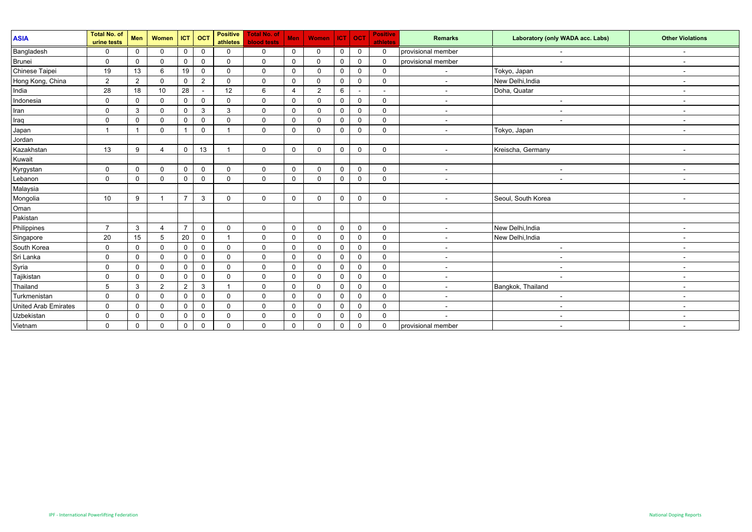| ASIA | Total No. of urine tests | Men | Women | ICT | OCT | Positive athletes | Total No. of blood tests | Men | Women | ICT | OCT | Positive athletes | Remarks | Laboratory (only WADA acc. Labs) | Other Violations |
|---|---|---|---|---|---|---|---|---|---|---|---|---|---|---|---|
| Bangladesh | 0 | 0 | 0 | 0 | 0 | 0 | 0 | 0 | 0 | 0 | 0 | 0 | provisional member | - | - |
| Brunei | 0 | 0 | 0 | 0 | 0 | 0 | 0 | 0 | 0 | 0 | 0 | 0 | provisional member | - | - |
| Chinese Taipei | 19 | 13 | 6 | 19 | 0 | 0 | 0 | 0 | 0 | 0 | 0 | 0 | - | Tokyo, Japan | - |
| Hong Kong, China | 2 | 2 | 0 | 0 | 2 | 0 | 0 | 0 | 0 | 0 | 0 | 0 | - | New Delhi,India | - |
| India | 28 | 18 | 10 | 28 | - | 12 | 6 | 4 | 2 | 6 | - | - | - | Doha, Quatar | - |
| Indonesia | 0 | 0 | 0 | 0 | 0 | 0 | 0 | 0 | 0 | 0 | 0 | 0 | - | - | - |
| Iran | 0 | 3 | 0 | 0 | 3 | 3 | 0 | 0 | 0 | 0 | 0 | 0 | - | - | - |
| Iraq | 0 | 0 | 0 | 0 | 0 | 0 | 0 | 0 | 0 | 0 | 0 | 0 | - | - | - |
| Japan | 1 | 1 | 0 | 1 | 0 | 1 | 0 | 0 | 0 | 0 | 0 | 0 | - | Tokyo, Japan | - |
| Jordan | | | | | | | | | | | | | | | |
| Kazakhstan | 13 | 9 | 4 | 0 | 13 | 1 | 0 | 0 | 0 | 0 | 0 | 0 | - | Kreischa, Germany | - |
| Kuwait | | | | | | | | | | | | | | | |
| Kyrgystan | 0 | 0 | 0 | 0 | 0 | 0 | 0 | 0 | 0 | 0 | 0 | 0 | - | - | - |
| Lebanon | 0 | 0 | 0 | 0 | 0 | 0 | 0 | 0 | 0 | 0 | 0 | 0 | - | - | - |
| Malaysia | | | | | | | | | | | | | | | |
| Mongolia | 10 | 9 | 1 | 7 | 3 | 0 | 0 | 0 | 0 | 0 | 0 | 0 | - | Seoul, South Korea | - |
| Oman | | | | | | | | | | | | | | | |
| Pakistan | | | | | | | | | | | | | | | |
| Philippines | 7 | 3 | 4 | 7 | 0 | 0 | 0 | 0 | 0 | 0 | 0 | 0 | - | New Delhi,India | - |
| Singapore | 20 | 15 | 5 | 20 | 0 | 1 | 0 | 0 | 0 | 0 | 0 | 0 | - | New Delhi,India | - |
| South Korea | 0 | 0 | 0 | 0 | 0 | 0 | 0 | 0 | 0 | 0 | 0 | 0 | - | - | - |
| Sri Lanka | 0 | 0 | 0 | 0 | 0 | 0 | 0 | 0 | 0 | 0 | 0 | 0 | - | - | - |
| Syria | 0 | 0 | 0 | 0 | 0 | 0 | 0 | 0 | 0 | 0 | 0 | 0 | - | - | - |
| Tajikistan | 0 | 0 | 0 | 0 | 0 | 0 | 0 | 0 | 0 | 0 | 0 | 0 | - | - | - |
| Thailand | 5 | 3 | 2 | 2 | 3 | 1 | 0 | 0 | 0 | 0 | 0 | 0 | - | Bangkok, Thailand | - |
| Turkmenistan | 0 | 0 | 0 | 0 | 0 | 0 | 0 | 0 | 0 | 0 | 0 | 0 | - | - | - |
| United Arab Emirates | 0 | 0 | 0 | 0 | 0 | 0 | 0 | 0 | 0 | 0 | 0 | 0 | - | - | - |
| Uzbekistan | 0 | 0 | 0 | 0 | 0 | 0 | 0 | 0 | 0 | 0 | 0 | 0 | - | - | - |
| Vietnam | 0 | 0 | 0 | 0 | 0 | 0 | 0 | 0 | 0 | 0 | 0 | 0 | provisional member | - | - |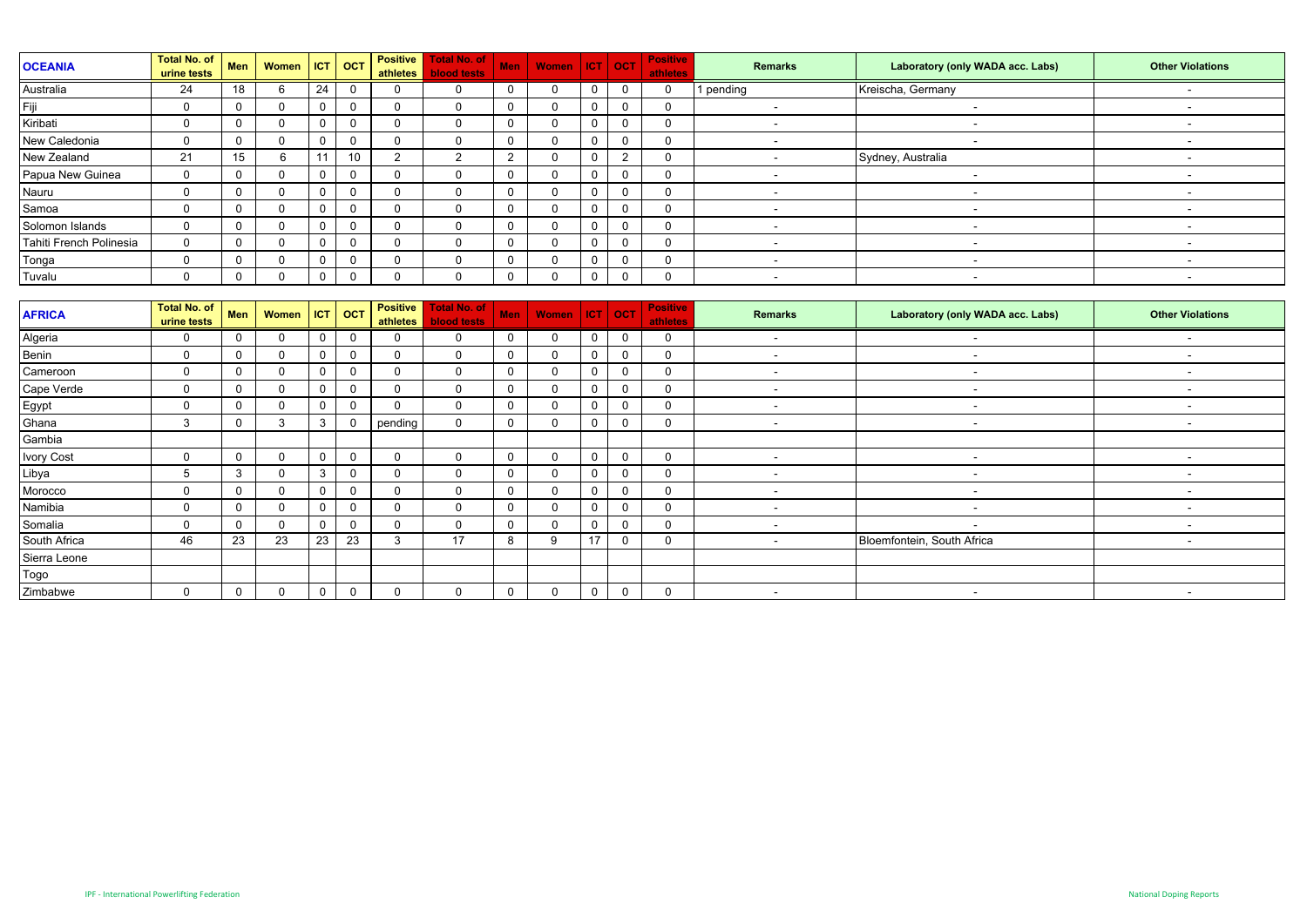| OCEANIA | Total No. of urine tests | Men | Women | ICT | OCT | Positive athletes | Total No. of blood tests | Men | Women | ICT | OCT | Positive athletes | Remarks | Laboratory (only WADA acc. Labs) | Other Violations |
|---|---|---|---|---|---|---|---|---|---|---|---|---|---|---|---|
| Australia | 24 | 18 | 6 | 24 | 0 | 0 | 0 | 0 | 0 | 0 | 0 | 0 | 1 pending | Kreischa, Germany | - |
| Fiji | 0 | 0 | 0 | 0 | 0 | 0 | 0 | 0 | 0 | 0 | 0 | 0 | - | - | - |
| Kiribati | 0 | 0 | 0 | 0 | 0 | 0 | 0 | 0 | 0 | 0 | 0 | 0 | - | - | - |
| New Caledonia | 0 | 0 | 0 | 0 | 0 | 0 | 0 | 0 | 0 | 0 | 0 | 0 | - | - | - |
| New Zealand | 21 | 15 | 6 | 11 | 10 | 2 | 2 | 2 | 0 | 0 | 2 | 0 | - | Sydney, Australia | - |
| Papua New Guinea | 0 | 0 | 0 | 0 | 0 | 0 | 0 | 0 | 0 | 0 | 0 | 0 | - | - | - |
| Nauru | 0 | 0 | 0 | 0 | 0 | 0 | 0 | 0 | 0 | 0 | 0 | 0 | - | - | - |
| Samoa | 0 | 0 | 0 | 0 | 0 | 0 | 0 | 0 | 0 | 0 | 0 | 0 | - | - | - |
| Solomon Islands | 0 | 0 | 0 | 0 | 0 | 0 | 0 | 0 | 0 | 0 | 0 | 0 | - | - | - |
| Tahiti French Polinesia | 0 | 0 | 0 | 0 | 0 | 0 | 0 | 0 | 0 | 0 | 0 | 0 | - | - | - |
| Tonga | 0 | 0 | 0 | 0 | 0 | 0 | 0 | 0 | 0 | 0 | 0 | 0 | - | - | - |
| Tuvalu | 0 | 0 | 0 | 0 | 0 | 0 | 0 | 0 | 0 | 0 | 0 | 0 | - | - | - |

| AFRICA | Total No. of urine tests | Men | Women | ICT | OCT | Positive athletes | Total No. of blood tests | Men | Women | ICT | OCT | Positive athletes | Remarks | Laboratory (only WADA acc. Labs) | Other Violations |
|---|---|---|---|---|---|---|---|---|---|---|---|---|---|---|---|
| Algeria | 0 | 0 | 0 | 0 | 0 | 0 | 0 | 0 | 0 | 0 | 0 | 0 | - | - | - |
| Benin | 0 | 0 | 0 | 0 | 0 | 0 | 0 | 0 | 0 | 0 | 0 | 0 | - | - | - |
| Cameroon | 0 | 0 | 0 | 0 | 0 | 0 | 0 | 0 | 0 | 0 | 0 | 0 | - | - | - |
| Cape Verde | 0 | 0 | 0 | 0 | 0 | 0 | 0 | 0 | 0 | 0 | 0 | 0 | - | - | - |
| Egypt | 0 | 0 | 0 | 0 | 0 | 0 | 0 | 0 | 0 | 0 | 0 | 0 | - | - | - |
| Ghana | 3 | 0 | 3 | 3 | 0 | pending | 0 | 0 | 0 | 0 | 0 | 0 | - | - | - |
| Gambia | | | | | | | | | | | | | | | |
| Ivory Cost | 0 | 0 | 0 | 0 | 0 | 0 | 0 | 0 | 0 | 0 | 0 | 0 | - | - | - |
| Libya | 5 | 3 | 0 | 3 | 0 | 0 | 0 | 0 | 0 | 0 | 0 | 0 | - | - | - |
| Morocco | 0 | 0 | 0 | 0 | 0 | 0 | 0 | 0 | 0 | 0 | 0 | 0 | - | - | - |
| Namibia | 0 | 0 | 0 | 0 | 0 | 0 | 0 | 0 | 0 | 0 | 0 | 0 | - | - | - |
| Somalia | 0 | 0 | 0 | 0 | 0 | 0 | 0 | 0 | 0 | 0 | 0 | 0 | - | - | - |
| South Africa | 46 | 23 | 23 | 23 | 23 | 3 | 17 | 8 | 9 | 17 | 0 | 0 | - | Bloemfontein, South Africa | - |
| Sierra Leone | | | | | | | | | | | | | | | |
| Togo | | | | | | | | | | | | | | | |
| Zimbabwe | 0 | 0 | 0 | 0 | 0 | 0 | 0 | 0 | 0 | 0 | 0 | 0 | - | - | - |